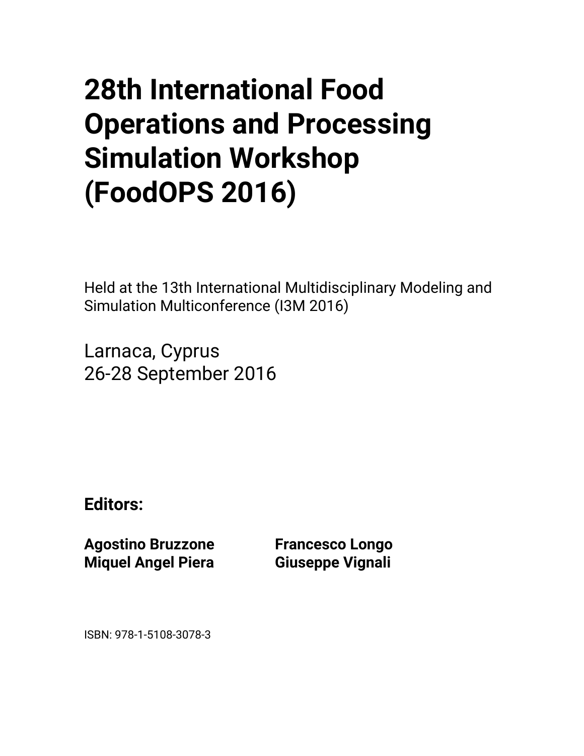# 28th International Food Operations and Processing Simulation Workshop (FoodOPS 2016)

Held at the 13th International Multidisciplinary Modeling and Simulation Multiconference (I3M 2016)

Larnaca, Cyprus
26-28 September 2016

**Editors:**

**Agostino Bruzzone**
**Miquel Angel Piera**
**Francesco Longo**
**Giuseppe Vignali**

ISBN: 978-1-5108-3078-3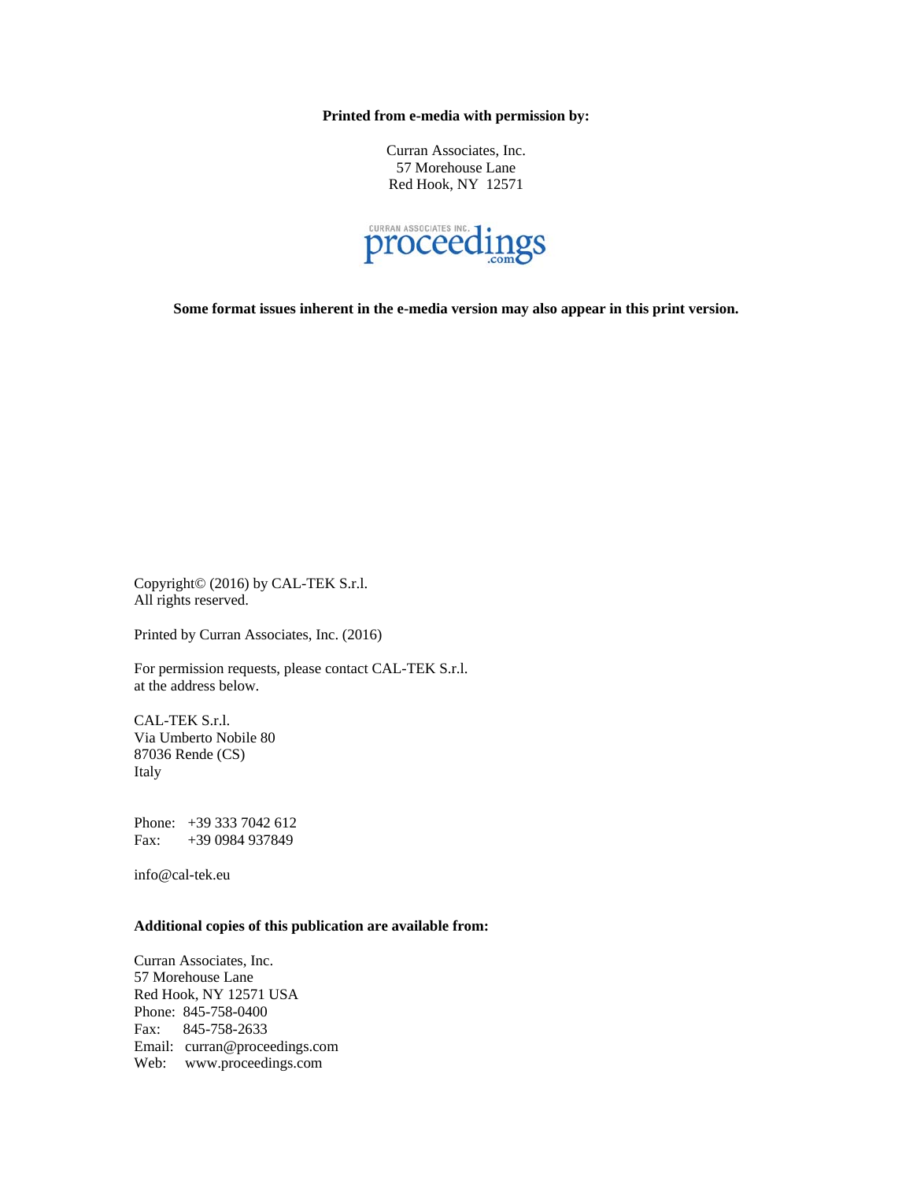**Printed from e-media with permission by:**

Curran Associates, Inc.
57 Morehouse Lane
Red Hook, NY 12571

CURRAN ASSOCIATES INC. proceedings .com

**Some format issues inherent in the e-media version may also appear in this print version.**

Copyright© (2016) by CAL-TEK S.r.l.
All rights reserved.

Printed by Curran Associates, Inc. (2016)

For permission requests, please contact CAL-TEK S.r.l.
at the address below.

CAL-TEK S.r.l.
Via Umberto Nobile 80
87036 Rende (CS)
Italy

Phone: +39 333 7042 612
Fax: +39 0984 937849

info@cal-tek.eu

**Additional copies of this publication are available from:**

Curran Associates, Inc.
57 Morehouse Lane
Red Hook, NY 12571 USA
Phone: 845-758-0400
Fax: 845-758-2633
Email: curran@proceedings.com
Web: www.proceedings.com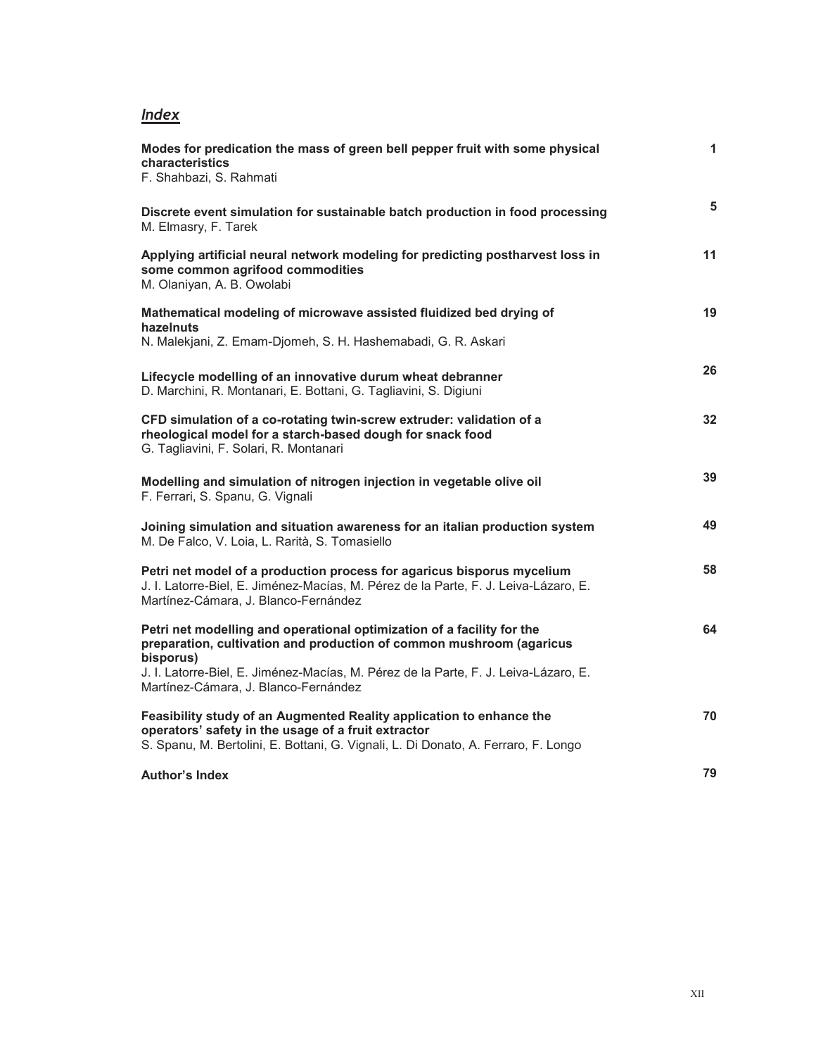## *Index*

**Modes for predication the mass of green bell pepper fruit with some physical characteristics** — 1
F. Shahbazi, S. Rahmati

**Discrete event simulation for sustainable batch production in food processing** — 5
M. Elmasry, F. Tarek

**Applying artificial neural network modeling for predicting postharvest loss in some common agrifood commodities** — 11
M. Olaniyan, A. B. Owolabi

**Mathematical modeling of microwave assisted fluidized bed drying of hazelnuts** — 19
N. Malekjani, Z. Emam-Djomeh, S. H. Hashemabadi, G. R. Askari

**Lifecycle modelling of an innovative durum wheat debranner** — 26
D. Marchini, R. Montanari, E. Bottani, G. Tagliavini, S. Digiuni

**CFD simulation of a co-rotating twin-screw extruder: validation of a rheological model for a starch-based dough for snack food** — 32
G. Tagliavini, F. Solari, R. Montanari

**Modelling and simulation of nitrogen injection in vegetable olive oil** — 39
F. Ferrari, S. Spanu, G. Vignali

**Joining simulation and situation awareness for an italian production system** — 49
M. De Falco, V. Loia, L. Rarità, S. Tomasiello

**Petri net model of a production process for agaricus bisporus mycelium** — 58
J. I. Latorre-Biel, E. Jiménez-Macías, M. Pérez de la Parte, F. J. Leiva-Lázaro, E. Martínez-Cámara, J. Blanco-Fernández

**Petri net modelling and operational optimization of a facility for the preparation, cultivation and production of common mushroom (agaricus bisporus)** — 64
J. I. Latorre-Biel, E. Jiménez-Macías, M. Pérez de la Parte, F. J. Leiva-Lázaro, E. Martínez-Cámara, J. Blanco-Fernández

**Feasibility study of an Augmented Reality application to enhance the operators' safety in the usage of a fruit extractor** — 70
S. Spanu, M. Bertolini, E. Bottani, G. Vignali, L. Di Donato, A. Ferraro, F. Longo

**Author's Index** — 79